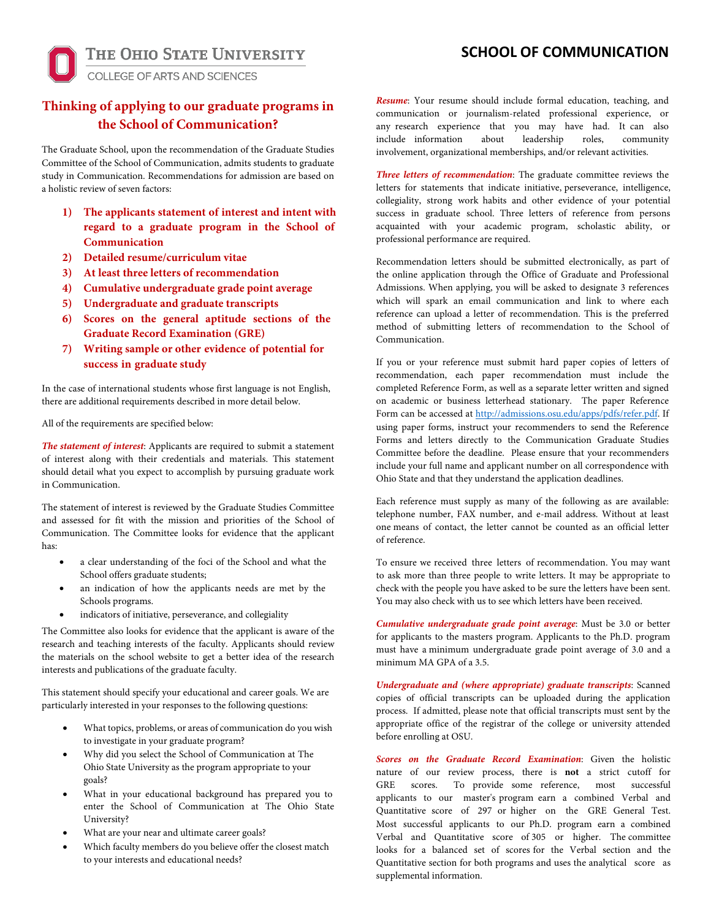THE OHIO STATE UNIVERSITY

COLLEGE OF ARTS AND SCIENCES

# SCHOOL OF COMMUNICATION

## Thinking of applying to our graduate programs in the School of Communication?

The Graduate School, upon the recommendation of the Graduate Studies Committee of the School of Communication, admits students to graduate study in Communication. Recommendations for admission are based on a holistic review of seven factors:

1) **The applicants statement of interest and intent with regard to a graduate program in the School of Communication**
2) **Detailed resume/curriculum vitae**
3) **At least three letters of recommendation**
4) **Cumulative undergraduate grade point average**
5) **Undergraduate and graduate transcripts**
6) **Scores on the general aptitude sections of the Graduate Record Examination (GRE)**
7) **Writing sample or other evidence of potential for success in graduate study**

In the case of international students whose first language is not English, there are additional requirements described in more detail below.

All of the requirements are specified below:

***The statement of interest***: Applicants are required to submit a statement of interest along with their credentials and materials. This statement should detail what you expect to accomplish by pursuing graduate work in Communication.

The statement of interest is reviewed by the Graduate Studies Committee and assessed for fit with the mission and priorities of the School of Communication. The Committee looks for evidence that the applicant has:

- a clear understanding of the foci of the School and what the School offers graduate students;
- an indication of how the applicants needs are met by the Schools programs.
- indicators of initiative, perseverance, and collegiality

The Committee also looks for evidence that the applicant is aware of the research and teaching interests of the faculty. Applicants should review the materials on the school website to get a better idea of the research interests and publications of the graduate faculty.

This statement should specify your educational and career goals. We are particularly interested in your responses to the following questions:

- What topics, problems, or areas of communication do you wish to investigate in your graduate program?
- Why did you select the School of Communication at The Ohio State University as the program appropriate to your goals?
- What in your educational background has prepared you to enter the School of Communication at The Ohio State University?
- What are your near and ultimate career goals?
- Which faculty members do you believe offer the closest match to your interests and educational needs?

***Resume***: Your resume should include formal education, teaching, and communication or journalism-related professional experience, or any research experience that you may have had. It can also include information about leadership roles, community involvement, organizational memberships, and/or relevant activities.

***Three letters of recommendation***: The graduate committee reviews the letters for statements that indicate initiative, perseverance, intelligence, collegiality, strong work habits and other evidence of your potential success in graduate school. Three letters of reference from persons acquainted with your academic program, scholastic ability, or professional performance are required.

Recommendation letters should be submitted electronically, as part of the online application through the Office of Graduate and Professional Admissions. When applying, you will be asked to designate 3 references which will spark an email communication and link to where each reference can upload a letter of recommendation. This is the preferred method of submitting letters of recommendation to the School of Communication.

If you or your reference must submit hard paper copies of letters of recommendation, each paper recommendation must include the completed Reference Form, as well as a separate letter written and signed on academic or business letterhead stationary. The paper Reference Form can be accessed at http://admissions.osu.edu/apps/pdfs/refer.pdf. If using paper forms, instruct your recommenders to send the Reference Forms and letters directly to the Communication Graduate Studies Committee before the deadline. Please ensure that your recommenders include your full name and applicant number on all correspondence with Ohio State and that they understand the application deadlines.

Each reference must supply as many of the following as are available: telephone number, FAX number, and e-mail address. Without at least one means of contact, the letter cannot be counted as an official letter of reference.

To ensure we received three letters of recommendation. You may want to ask more than three people to write letters. It may be appropriate to check with the people you have asked to be sure the letters have been sent. You may also check with us to see which letters have been received.

***Cumulative undergraduate grade point average***: Must be 3.0 or better for applicants to the masters program. Applicants to the Ph.D. program must have a minimum undergraduate grade point average of 3.0 and a minimum MA GPA of a 3.5.

***Undergraduate and (where appropriate) graduate transcripts***: Scanned copies of official transcripts can be uploaded during the application process. If admitted, please note that official transcripts must sent by the appropriate office of the registrar of the college or university attended before enrolling at OSU.

***Scores on the Graduate Record Examination***: Given the holistic nature of our review process, there is **not** a strict cutoff for GRE scores. To provide some reference, most successful applicants to our master's program earn a combined Verbal and Quantitative score of 297 or higher on the GRE General Test. Most successful applicants to our Ph.D. program earn a combined Verbal and Quantitative score of 305 or higher. The committee looks for a balanced set of scores for the Verbal section and the Quantitative section for both programs and uses the analytical score as supplemental information.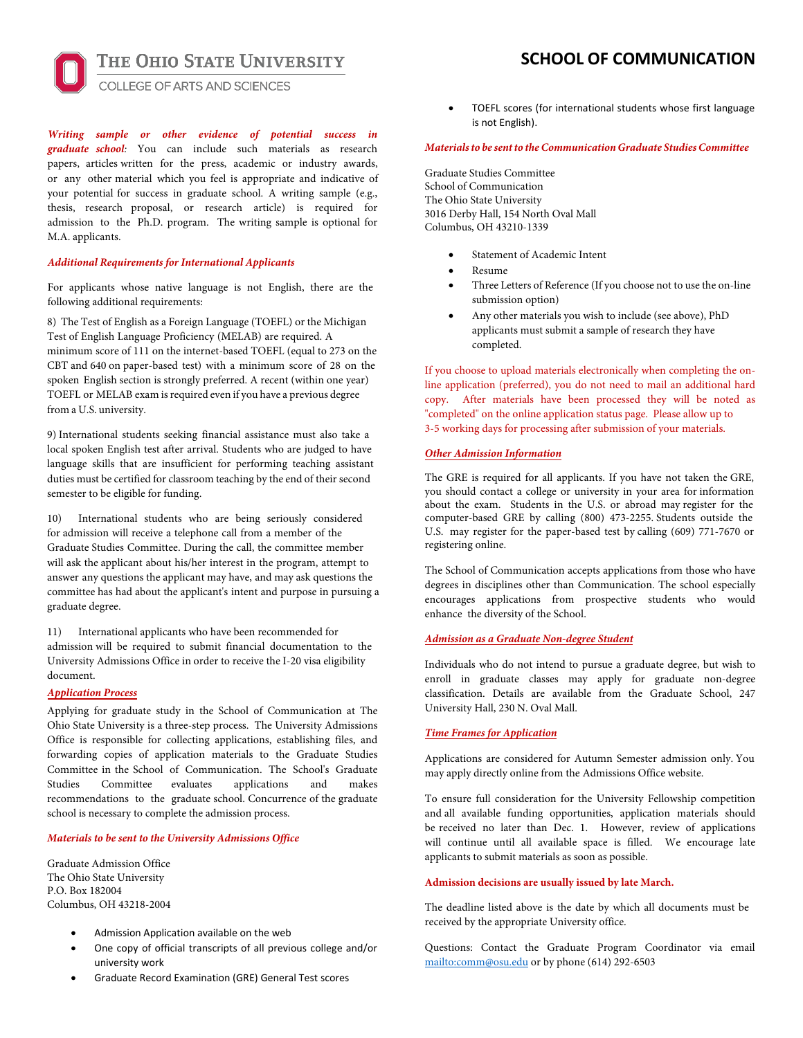*Writing sample or other evidence of potential success in graduate school:* You can include such materials as research papers, articles written for the press, academic or industry awards, or any other material which you feel is appropriate and indicative of your potential for success in graduate school. A writing sample (e.g., thesis, research proposal, or research article) is required for admission to the Ph.D. program. The writing sample is optional for M.A. applicants.

### *Additional Requirements for International Applicants*

For applicants whose native language is not English, there are the following additional requirements:

8) The Test of English as a Foreign Language (TOEFL) or the Michigan Test of English Language Proficiency (MELAB) are required. A minimum score of 111 on the internet-based TOEFL (equal to 273 on the CBT and 640 on paper-based test) with a minimum score of 28 on the spoken English section is strongly preferred. A recent (within one year) TOEFL or MELAB exam is required even if you have a previous degree from a U.S. university.

9) International students seeking financial assistance must also take a local spoken English test after arrival. Students who are judged to have language skills that are insufficient for performing teaching assistant duties must be certified for classroom teaching by the end of their second semester to be eligible for funding.

10) International students who are being seriously considered for admission will receive a telephone call from a member of the Graduate Studies Committee. During the call, the committee member will ask the applicant about his/her interest in the program, attempt to answer any questions the applicant may have, and may ask questions the committee has had about the applicant's intent and purpose in pursuing a graduate degree.

11) International applicants who have been recommended for admission will be required to submit financial documentation to the University Admissions Office in order to receive the I-20 visa eligibility document.

### *Application Process*

Applying for graduate study in the School of Communication at The Ohio State University is a three-step process. The University Admissions Office is responsible for collecting applications, establishing files, and forwarding copies of application materials to the Graduate Studies Committee in the School of Communication. The School's Graduate Studies Committee evaluates applications and makes recommendations to the graduate school. Concurrence of the graduate school is necessary to complete the admission process.

### *Materials to be sent to the University Admissions Office*

Graduate Admission Office
The Ohio State University
P.O. Box 182004
Columbus, OH 43218-2004

- Admission Application available on the web
- One copy of official transcripts of all previous college and/or university work
- Graduate Record Examination (GRE) General Test scores
- TOEFL scores (for international students whose first language is not English).

### *Materials to be sent to the Communication Graduate Studies Committee*

Graduate Studies Committee
School of Communication
The Ohio State University
3016 Derby Hall, 154 North Oval Mall
Columbus, OH 43210-1339

- Statement of Academic Intent
- Resume
- Three Letters of Reference (If you choose not to use the on-line submission option)
- Any other materials you wish to include (see above), PhD applicants must submit a sample of research they have completed.

If you choose to upload materials electronically when completing the on-line application (preferred), you do not need to mail an additional hard copy. After materials have been processed they will be noted as "completed" on the online application status page. Please allow up to 3-5 working days for processing after submission of your materials.

### *Other Admission Information*

The GRE is required for all applicants. If you have not taken the GRE, you should contact a college or university in your area for information about the exam. Students in the U.S. or abroad may register for the computer-based GRE by calling (800) 473-2255. Students outside the U.S. may register for the paper-based test by calling (609) 771-7670 or registering online.

The School of Communication accepts applications from those who have degrees in disciplines other than Communication. The school especially encourages applications from prospective students who would enhance the diversity of the School.

### *Admission as a Graduate Non-degree Student*

Individuals who do not intend to pursue a graduate degree, but wish to enroll in graduate classes may apply for graduate non-degree classification. Details are available from the Graduate School, 247 University Hall, 230 N. Oval Mall.

### *Time Frames for Application*

Applications are considered for Autumn Semester admission only. You may apply directly online from the Admissions Office website.

To ensure full consideration for the University Fellowship competition and all available funding opportunities, application materials should be received no later than Dec. 1. However, review of applications will continue until all available space is filled. We encourage late applicants to submit materials as soon as possible.

**Admission decisions are usually issued by late March.**

The deadline listed above is the date by which all documents must be received by the appropriate University office.

Questions: Contact the Graduate Program Coordinator via email mailto:comm@osu.edu or by phone (614) 292-6503